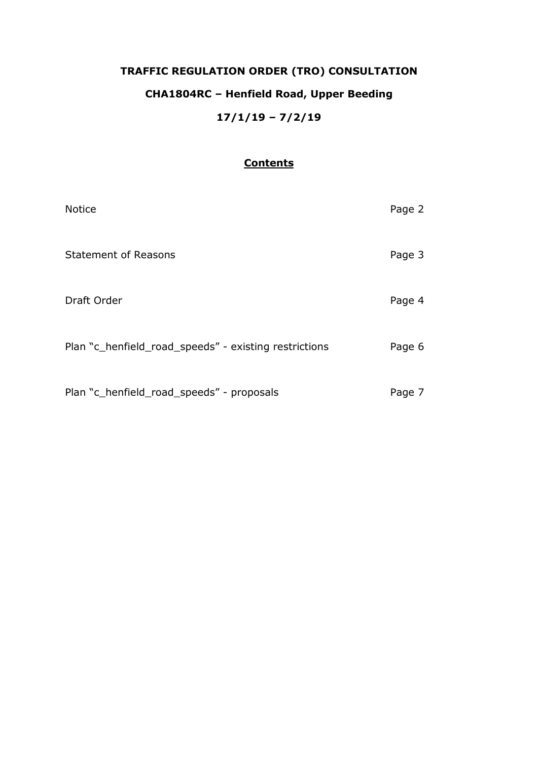# TRAFFIC REGULATION ORDER (TRO) CONSULTATION

## CHA1804RC – Henfield Road, Upper Beeding

## 17/1/19 – 7/2/19

### Contents

| | |
|---|---|
| Notice | Page 2 |
| Statement of Reasons | Page 3 |
| Draft Order | Page 4 |
| Plan "c_henfield_road_speeds" - existing restrictions | Page 6 |
| Plan "c_henfield_road_speeds" - proposals | Page 7 |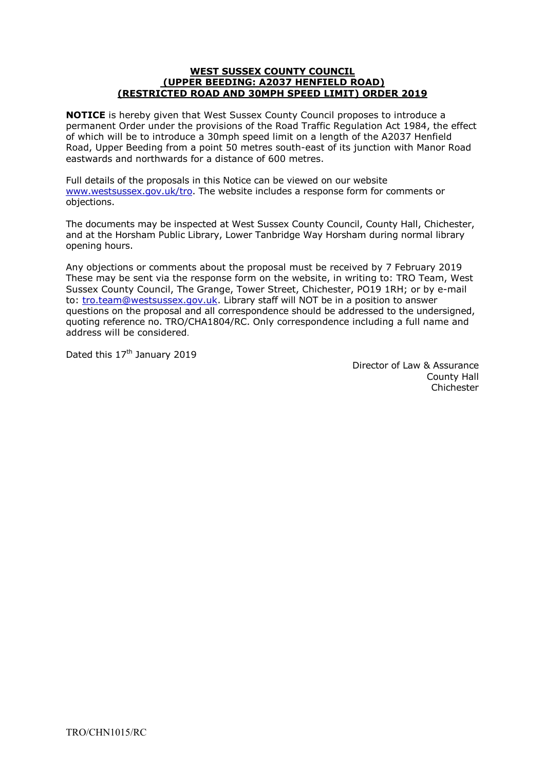**WEST SUSSEX COUNTY COUNCIL**
**(UPPER BEEDING: A2037 HENFIELD ROAD)**
**(RESTRICTED ROAD AND 30MPH SPEED LIMIT) ORDER 2019**

**NOTICE** is hereby given that West Sussex County Council proposes to introduce a permanent Order under the provisions of the Road Traffic Regulation Act 1984, the effect of which will be to introduce a 30mph speed limit on a length of the A2037 Henfield Road, Upper Beeding from a point 50 metres south-east of its junction with Manor Road eastwards and northwards for a distance of 600 metres.

Full details of the proposals in this Notice can be viewed on our website www.westsussex.gov.uk/tro. The website includes a response form for comments or objections.

The documents may be inspected at West Sussex County Council, County Hall, Chichester, and at the Horsham Public Library, Lower Tanbridge Way Horsham during normal library opening hours.

Any objections or comments about the proposal must be received by 7 February 2019 These may be sent via the response form on the website, in writing to: TRO Team, West Sussex County Council, The Grange, Tower Street, Chichester, PO19 1RH; or by e-mail to: tro.team@westsussex.gov.uk. Library staff will NOT be in a position to answer questions on the proposal and all correspondence should be addressed to the undersigned, quoting reference no. TRO/CHA1804/RC. Only correspondence including a full name and address will be considered.

Dated this 17th January 2019

Director of Law & Assurance
County Hall
Chichester

TRO/CHN1015/RC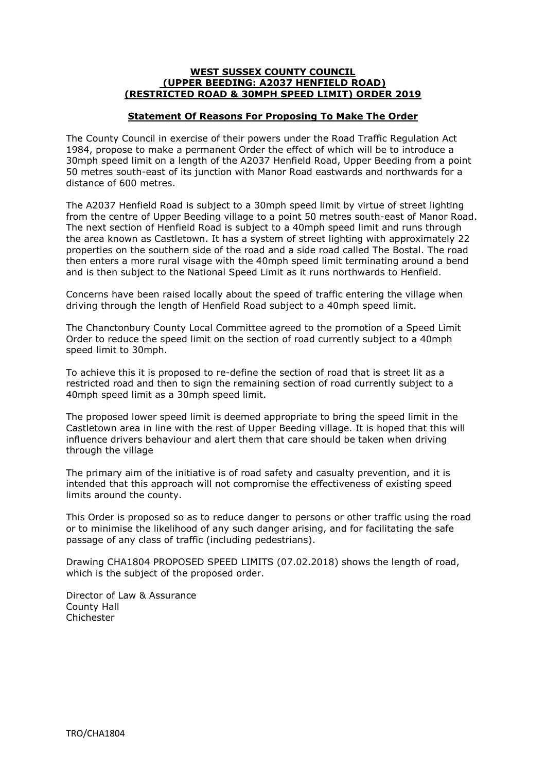**WEST SUSSEX COUNTY COUNCIL**
**(UPPER BEEDING: A2037 HENFIELD ROAD)**
**(RESTRICTED ROAD & 30MPH SPEED LIMIT) ORDER 2019**

**Statement Of Reasons For Proposing To Make The Order**

The County Council in exercise of their powers under the Road Traffic Regulation Act 1984, propose to make a permanent Order the effect of which will be to introduce a 30mph speed limit on a length of the A2037 Henfield Road, Upper Beeding from a point 50 metres south-east of its junction with Manor Road eastwards and northwards for a distance of 600 metres.

The A2037 Henfield Road is subject to a 30mph speed limit by virtue of street lighting from the centre of Upper Beeding village to a point 50 metres south-east of Manor Road. The next section of Henfield Road is subject to a 40mph speed limit and runs through the area known as Castletown. It has a system of street lighting with approximately 22 properties on the southern side of the road and a side road called The Bostal. The road then enters a more rural visage with the 40mph speed limit terminating around a bend and is then subject to the National Speed Limit as it runs northwards to Henfield.

Concerns have been raised locally about the speed of traffic entering the village when driving through the length of Henfield Road subject to a 40mph speed limit.

The Chanctonbury County Local Committee agreed to the promotion of a Speed Limit Order to reduce the speed limit on the section of road currently subject to a 40mph speed limit to 30mph.

To achieve this it is proposed to re-define the section of road that is street lit as a restricted road and then to sign the remaining section of road currently subject to a 40mph speed limit as a 30mph speed limit.

The proposed lower speed limit is deemed appropriate to bring the speed limit in the Castletown area in line with the rest of Upper Beeding village. It is hoped that this will influence drivers behaviour and alert them that care should be taken when driving through the village

The primary aim of the initiative is of road safety and casualty prevention, and it is intended that this approach will not compromise the effectiveness of existing speed limits around the county.

This Order is proposed so as to reduce danger to persons or other traffic using the road or to minimise the likelihood of any such danger arising, and for facilitating the safe passage of any class of traffic (including pedestrians).

Drawing CHA1804 PROPOSED SPEED LIMITS (07.02.2018) shows the length of road, which is the subject of the proposed order.

Director of Law & Assurance
County Hall
Chichester

TRO/CHA1804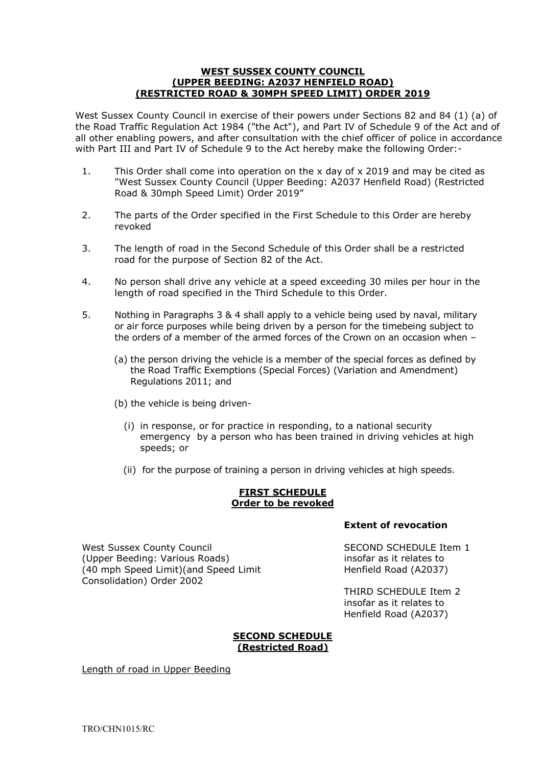**WEST SUSSEX COUNTY COUNCIL**
**(UPPER BEEDING: A2037 HENFIELD ROAD)**
**(RESTRICTED ROAD & 30MPH SPEED LIMIT) ORDER 2019**

West Sussex County Council in exercise of their powers under Sections 82 and 84 (1) (a) of the Road Traffic Regulation Act 1984 ("the Act"), and Part IV of Schedule 9 of the Act and of all other enabling powers, and after consultation with the chief officer of police in accordance with Part III and Part IV of Schedule 9 to the Act hereby make the following Order:-

1. This Order shall come into operation on the x day of x 2019 and may be cited as "West Sussex County Council (Upper Beeding: A2037 Henfield Road) (Restricted Road & 30mph Speed Limit) Order 2019"

2. The parts of the Order specified in the First Schedule to this Order are hereby revoked

3. The length of road in the Second Schedule of this Order shall be a restricted road for the purpose of Section 82 of the Act.

4. No person shall drive any vehicle at a speed exceeding 30 miles per hour in the length of road specified in the Third Schedule to this Order.

5. Nothing in Paragraphs 3 & 4 shall apply to a vehicle being used by naval, military or air force purposes while being driven by a person for the timebeing subject to the orders of a member of the armed forces of the Crown on an occasion when –

   (a) the person driving the vehicle is a member of the special forces as defined by the Road Traffic Exemptions (Special Forces) (Variation and Amendment) Regulations 2011; and

   (b) the vehicle is being driven-

      (i) in response, or for practice in responding, to a national security emergency by a person who has been trained in driving vehicles at high speeds; or

      (ii) for the purpose of training a person in driving vehicles at high speeds.

**FIRST SCHEDULE**
**Order to be revoked**

| | **Extent of revocation** |
|---|---|
| West Sussex County Council (Upper Beeding: Various Roads) (40 mph Speed Limit)(and Speed Limit Consolidation) Order 2002 | SECOND SCHEDULE Item 1 insofar as it relates to Henfield Road (A2037)<br><br>THIRD SCHEDULE Item 2 insofar as it relates to Henfield Road (A2037) |

**SECOND SCHEDULE**
**(Restricted Road)**

Length of road in Upper Beeding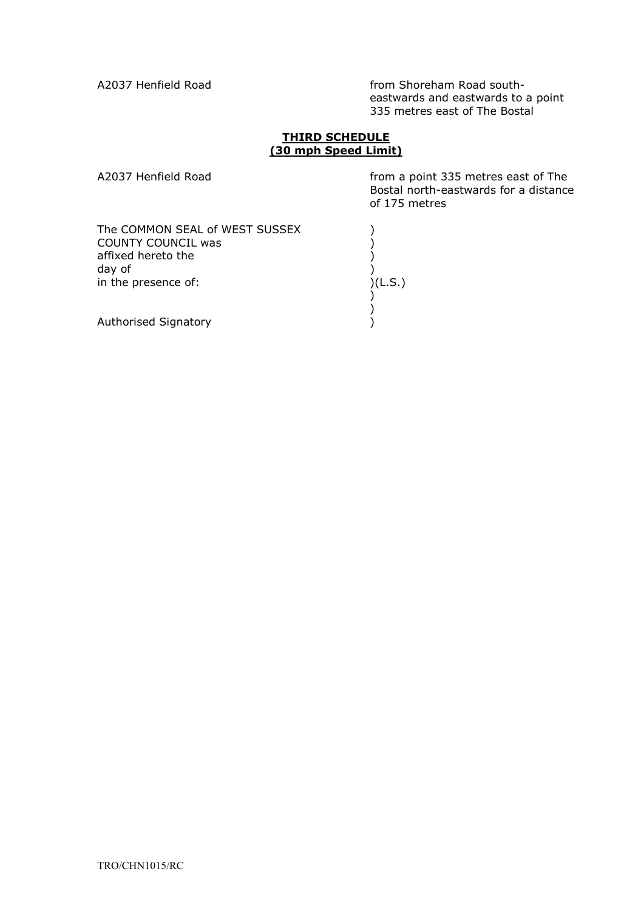| | |
|---|---|
| A2037 Henfield Road | from Shoreham Road south-eastwards and eastwards to a point 335 metres east of The Bostal |

**THIRD SCHEDULE**
**(30 mph Speed Limit)**

| | |
|---|---|
| A2037 Henfield Road | from a point 335 metres east of The Bostal north-eastwards for a distance of 175 metres |

The COMMON SEAL of WEST SUSSEX )
COUNTY COUNCIL was )
affixed hereto the )
day of )
in the presence of: )(L.S.)
)
)
Authorised Signatory )

TRO/CHN1015/RC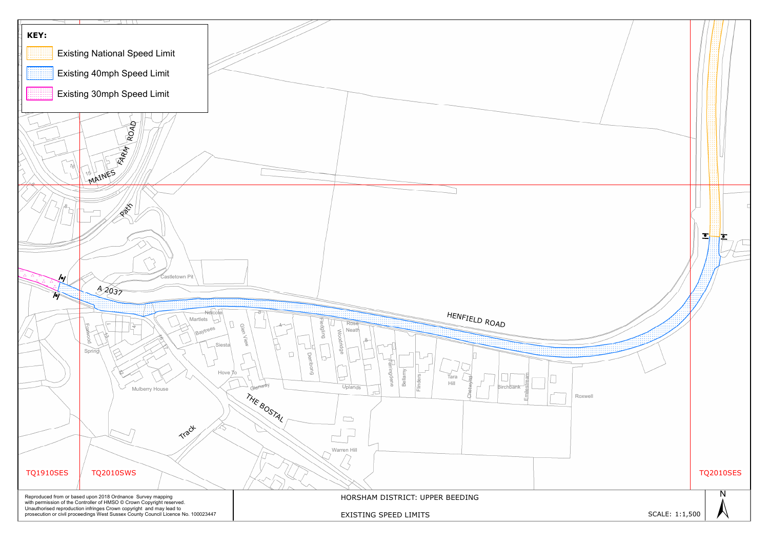**KEY:**

- Existing National Speed Limit
- Existing 40mph Speed Limit
- Existing 30mph Speed Limit

MAINES FARM ROAD

Path

Castletown Pit

A 2037

HENFIELD ROAD

Nelcote

Martlets

Baytrees

Siesta

Hove To

Glen View

Glenway

THE BOSTAL

Fledgling

Rose Neath

Woodridge

Deerbong

Uplands

Feringdene

Bellamy

Flinders

Tara Hill

Chelwynd

Birchbank

Emilestream

Roxwell

Foxwood

Spring

Mulberry House

Track

Warren Hill

TQ1910SES

TQ2010SWS

TQ2010SES

Reproduced from or based upon 2018 Ordnance Survey mapping with permission of the Controller of HMSO © Crown Copyright reserved. Unauthorised reproduction infringes Crown copyright and may lead to prosecution or civil proceedings West Sussex County Council Licence No. 100023447

HORSHAM DISTRICT: UPPER BEEDING

EXISTING SPEED LIMITS

SCALE: 1:1,500

N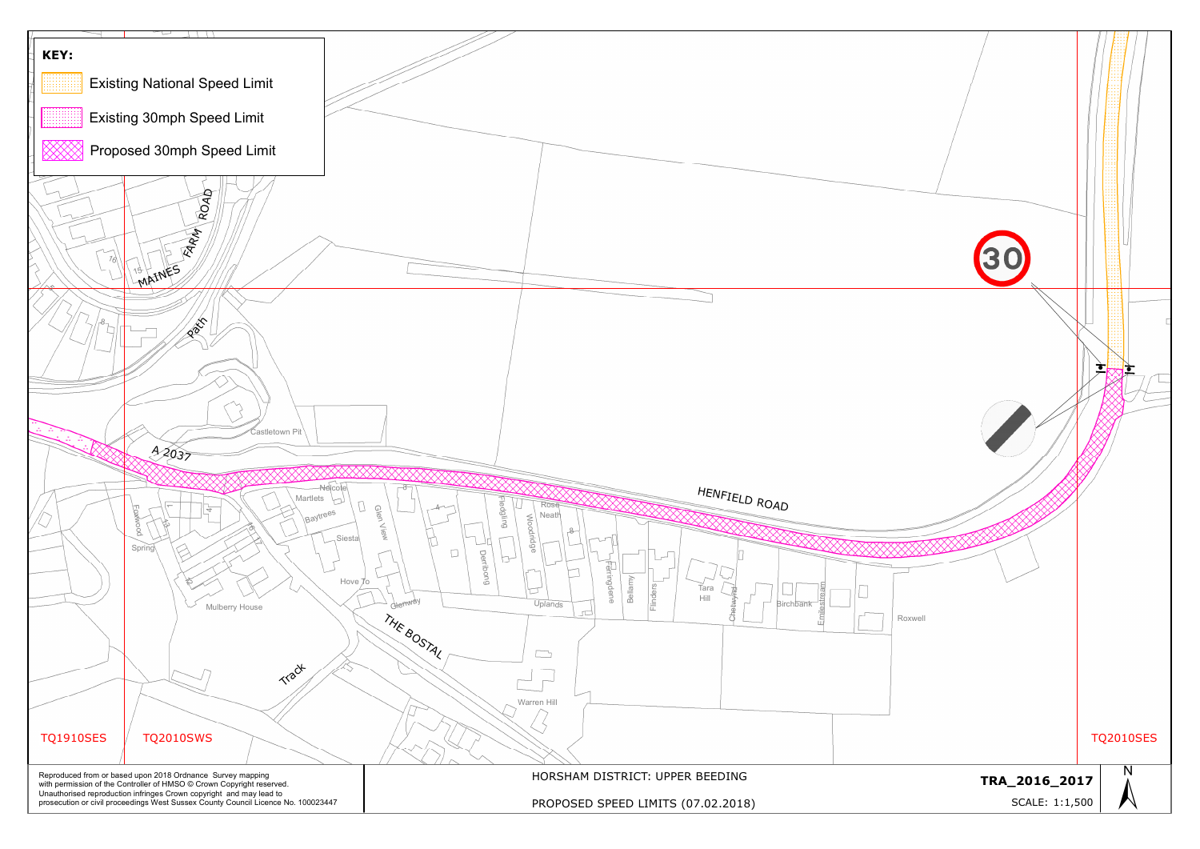**KEY:**

- Existing National Speed Limit
- Existing 30mph Speed Limit
- Proposed 30mph Speed Limit

MAINES FARM ROAD

Path

Castletown Pit

A 2037

HENFIELD ROAD

Nelcote

Martlets

Baytrees

Siesta

Hove To

Glen View

Fledgling

Rose Neath

Woodridge

Deerbong

Uplands

Glenway

Feringdene

Bellamy

Flinders

Tara Hill

Chetwynd

Birchbank

Emilestream

Roxwell

Foxwood

Spring

Mulberry House

THE BOSTAL

Track

Warren Hill

TQ1910SES

TQ2010SWS

TQ2010SES

Reproduced from or based upon 2018 Ordnance Survey mapping with permission of the Controller of HMSO © Crown Copyright reserved. Unauthorised reproduction infringes Crown copyright and may lead to prosecution or civil proceedings West Sussex County Council Licence No. 100023447

HORSHAM DISTRICT: UPPER BEEDING

PROPOSED SPEED LIMITS (07.02.2018)

**TRA_2016_2017**

SCALE: 1:1,500

N